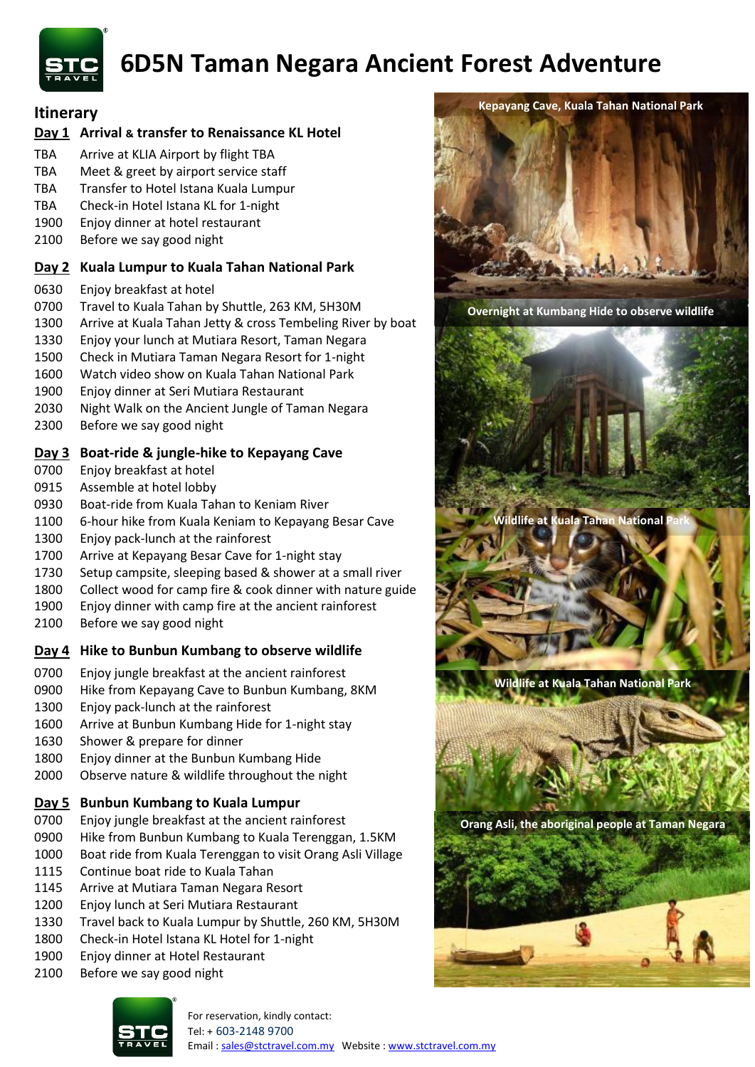# 6D5N Taman Negara Ancient Forest Adventure

## Itinerary

### Day 1 Arrival & transfer to Renaissance KL Hotel

| | |
|---|---|
| TBA | Arrive at KLIA Airport by flight TBA |
| TBA | Meet & greet by airport service staff |
| TBA | Transfer to Hotel Istana Kuala Lumpur |
| TBA | Check-in Hotel Istana KL for 1-night |
| 1900 | Enjoy dinner at hotel restaurant |
| 2100 | Before we say good night |

### Day 2 Kuala Lumpur to Kuala Tahan National Park

| | |
|---|---|
| 0630 | Enjoy breakfast at hotel |
| 0700 | Travel to Kuala Tahan by Shuttle, 263 KM, 5H30M |
| 1300 | Arrive at Kuala Tahan Jetty & cross Tembeling River by boat |
| 1330 | Enjoy your lunch at Mutiara Resort, Taman Negara |
| 1500 | Check in Mutiara Taman Negara Resort for 1-night |
| 1600 | Watch video show on Kuala Tahan National Park |
| 1900 | Enjoy dinner at Seri Mutiara Restaurant |
| 2030 | Night Walk on the Ancient Jungle of Taman Negara |
| 2300 | Before we say good night |

### Day 3 Boat-ride & jungle-hike to Kepayang Cave

| | |
|---|---|
| 0700 | Enjoy breakfast at hotel |
| 0915 | Assemble at hotel lobby |
| 0930 | Boat-ride from Kuala Tahan to Keniam River |
| 1100 | 6-hour hike from Kuala Keniam to Kepayang Besar Cave |
| 1300 | Enjoy pack-lunch at the rainforest |
| 1700 | Arrive at Kepayang Besar Cave for 1-night stay |
| 1730 | Setup campsite, sleeping based & shower at a small river |
| 1800 | Collect wood for camp fire & cook dinner with nature guide |
| 1900 | Enjoy dinner with camp fire at the ancient rainforest |
| 2100 | Before we say good night |

### Day 4 Hike to Bunbun Kumbang to observe wildlife

| | |
|---|---|
| 0700 | Enjoy jungle breakfast at the ancient rainforest |
| 0900 | Hike from Kepayang Cave to Bunbun Kumbang, 8KM |
| 1300 | Enjoy pack-lunch at the rainforest |
| 1600 | Arrive at Bunbun Kumbang Hide for 1-night stay |
| 1630 | Shower & prepare for dinner |
| 1800 | Enjoy dinner at the Bunbun Kumbang Hide |
| 2000 | Observe nature & wildlife throughout the night |

### Day 5 Bunbun Kumbang to Kuala Lumpur

| | |
|---|---|
| 0700 | Enjoy jungle breakfast at the ancient rainforest |
| 0900 | Hike from Bunbun Kumbang to Kuala Terenggan, 1.5KM |
| 1000 | Boat ride from Kuala Terenggan to visit Orang Asli Village |
| 1115 | Continue boat ride to Kuala Tahan |
| 1145 | Arrive at Mutiara Taman Negara Resort |
| 1200 | Enjoy lunch at Seri Mutiara Restaurant |
| 1330 | Travel back to Kuala Lumpur by Shuttle, 260 KM, 5H30M |
| 1800 | Check-in Hotel Istana KL Hotel for 1-night |
| 1900 | Enjoy dinner at Hotel Restaurant |
| 2100 | Before we say good night |

Kepayang Cave, Kuala Tahan National Park

Overnight at Kumbang Hide to observe wildlife

Wildlife at Kuala Tahan National Park

Wildlife at Kuala Tahan National Park

Orang Asli, the aboriginal people at Taman Negara

For reservation, kindly contact:
Tel: + 603-2148 9700
Email : sales@stctravel.com.my Website : www.stctravel.com.my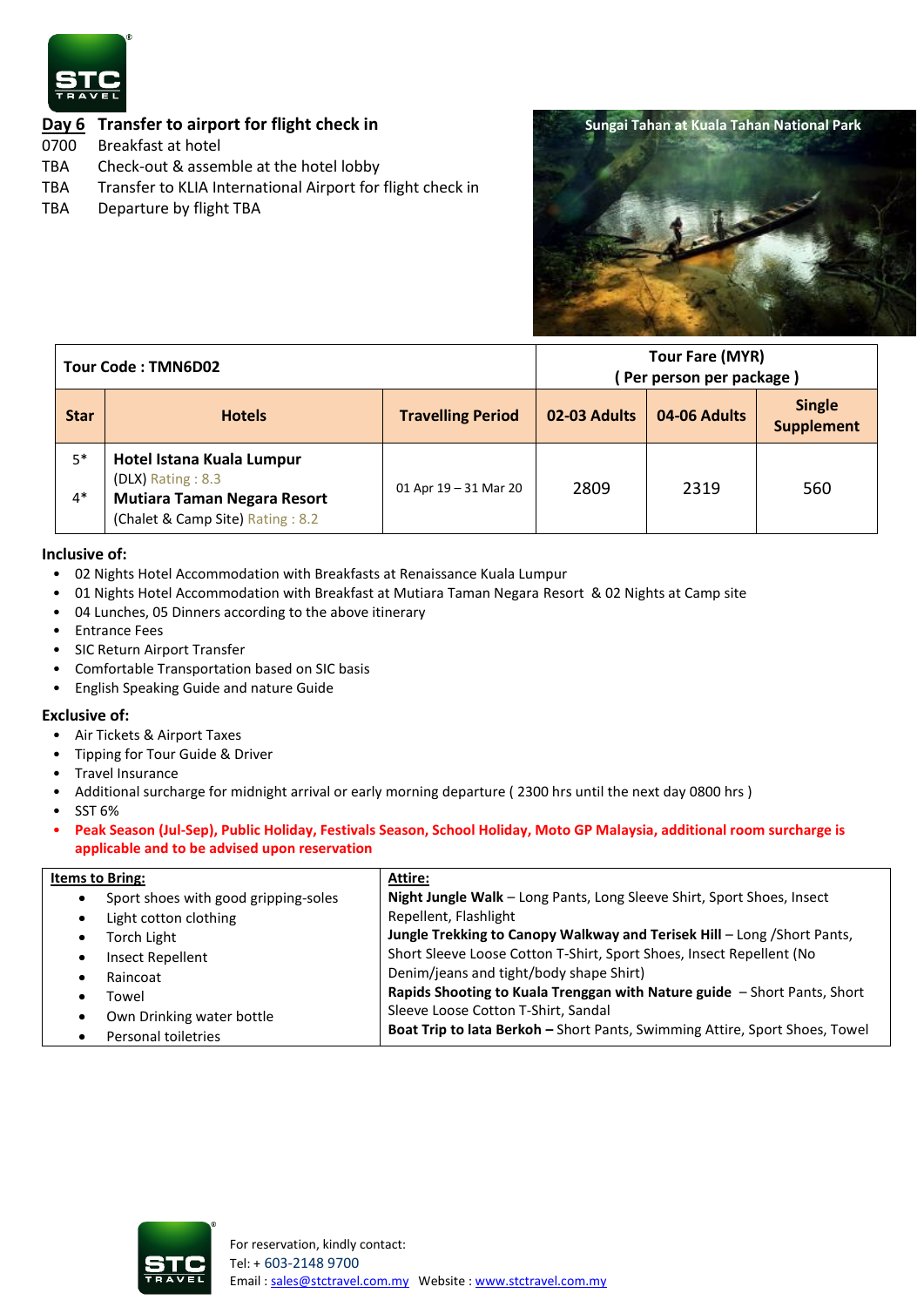**Day 6 Transfer to airport for flight check in**

0700 Breakfast at hotel
TBA Check-out & assemble at the hotel lobby
TBA Transfer to KLIA International Airport for flight check in
TBA Departure by flight TBA

Sungai Tahan at Kuala Tahan National Park

| Tour Code : TMN6D02 | | | Tour Fare (MYR) ( Per person per package ) | | |
|---|---|---|---|---|---|
| **Star** | **Hotels** | **Travelling Period** | **02-03 Adults** | **04-06 Adults** | **Single Supplement** |
| 5* 4* | **Hotel Istana Kuala Lumpur** (DLX) Rating : 8.3 **Mutiara Taman Negara Resort** (Chalet & Camp Site) Rating : 8.2 | 01 Apr 19 – 31 Mar 20 | 2809 | 2319 | 560 |

**Inclusive of:**

- 02 Nights Hotel Accommodation with Breakfasts at Renaissance Kuala Lumpur
- 01 Nights Hotel Accommodation with Breakfast at Mutiara Taman Negara Resort & 02 Nights at Camp site
- 04 Lunches, 05 Dinners according to the above itinerary
- Entrance Fees
- SIC Return Airport Transfer
- Comfortable Transportation based on SIC basis
- English Speaking Guide and nature Guide

**Exclusive of:**

- Air Tickets & Airport Taxes
- Tipping for Tour Guide & Driver
- Travel Insurance
- Additional surcharge for midnight arrival or early morning departure ( 2300 hrs until the next day 0800 hrs )
- SST 6%
- **Peak Season (Jul-Sep), Public Holiday, Festivals Season, School Holiday, Moto GP Malaysia, additional room surcharge is applicable and to be advised upon reservation**

| **Items to Bring:** | **Attire:** |
|---|---|
| • Sport shoes with good gripping-soles<br>• Light cotton clothing<br>• Torch Light<br>• Insect Repellent<br>• Raincoat<br>• Towel<br>• Own Drinking water bottle<br>• Personal toiletries | **Night Jungle Walk** – Long Pants, Long Sleeve Shirt, Sport Shoes, Insect Repellent, Flashlight<br>**Jungle Trekking to Canopy Walkway and Terisek Hill** – Long /Short Pants, Short Sleeve Loose Cotton T-Shirt, Sport Shoes, Insect Repellent (No Denim/jeans and tight/body shape Shirt)<br>**Rapids Shooting to Kuala Trenggan with Nature guide** – Short Pants, Short Sleeve Loose Cotton T-Shirt, Sandal<br>**Boat Trip to lata Berkoh** – Short Pants, Swimming Attire, Sport Shoes, Towel |

For reservation, kindly contact:
Tel: + 603-2148 9700
Email : sales@stctravel.com.my Website : www.stctravel.com.my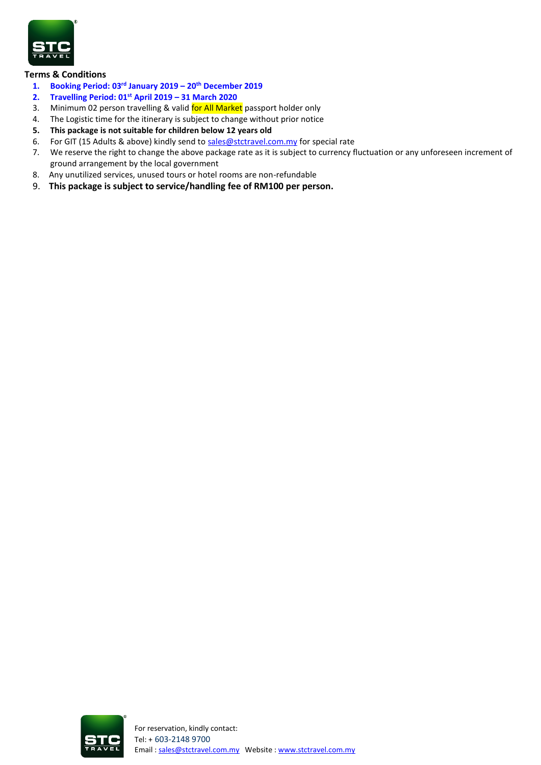**Terms & Conditions**

1. **Booking Period: 03rd January 2019 – 20th December 2019**
2. **Travelling Period: 01st April 2019 – 31 March 2020**
3. Minimum 02 person travelling & valid for All Market passport holder only
4. The Logistic time for the itinerary is subject to change without prior notice
5. **This package is not suitable for children below 12 years old**
6. For GIT (15 Adults & above) kindly send to sales@stctravel.com.my for special rate
7. We reserve the right to change the above package rate as it is subject to currency fluctuation or any unforeseen increment of ground arrangement by the local government
8. Any unutilized services, unused tours or hotel rooms are non-refundable
9. **This package is subject to service/handling fee of RM100 per person.**

For reservation, kindly contact:
Tel: + 603-2148 9700
Email : sales@stctravel.com.my Website : www.stctravel.com.my